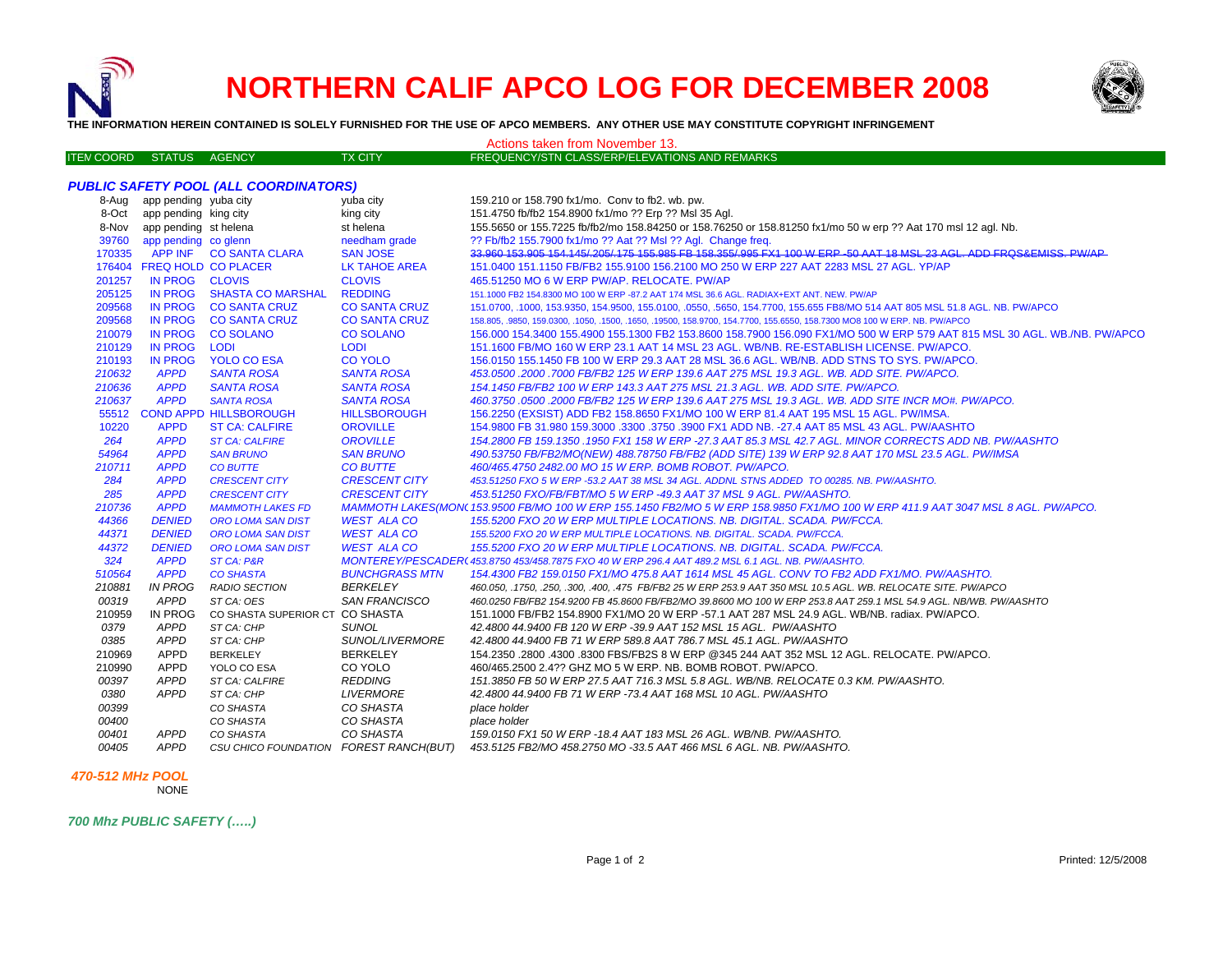# NORTHERN CALIF APCO LOG FOR DECEMBER 2008

**THE INFORMATION HEREIN CONTAINED IS SOLELY FURNISHED FOR THE USE OF APCO MEMBERS. ANY OTHER USE MAY CONSTITUTE COPYRIGHT INFRINGEMENT**

Actions taken from November 13.

| ITEM COORD | STATUS | AGENCY | TX CITY | FREQUENCY/STN CLASS/ERP/ELEVATIONS AND REMARKS |
|---|---|---|---|---|
| ***PUBLIC SAFETY POOL (ALL COORDINATORS)*** | | | | |
| 8-Aug | app pending | yuba city | yuba city | 159.210 or 158.790 fx1/mo. Conv to fb2. wb. pw. |
| 8-Oct | app pending | king city | king city | 151.4750 fb/fb2 154.8900 fx1/mo ?? Erp ?? Msl 35 Agl. |
| 8-Nov | app pending | st helena | st helena | 155.5650 or 155.7225 fb/fb2/mo 158.84250 or 158.76250 or 158.81250 fx1/mo 50 w erp ?? Aat 170 msl 12 agl. Nb. |
| 39760 | app pending | co glenn | needham grade | ?? Fb/fb2 155.7900 fx1/mo ?? Aat ?? Msl ?? Agl. Change freq. |
| 170335 | APP INF | CO SANTA CLARA | SAN JOSE | ~~33.960 153.905 154.145/.205/.175 155.985 FB 158.355/.995 FX1 100 W ERP -50 AAT 18 MSL 23 AGL. ADD FRQS&EMISS. PW/AP~~ |
| 176404 | FREQ HOLD | CO PLACER | LK TAHOE AREA | 151.0400 151.1150 FB/FB2 155.9100 156.2100 MO 250 W ERP 227 AAT 2283 MSL 27 AGL. YP/AP |
| 201257 | IN PROG | CLOVIS | CLOVIS | 465.51250 MO 6 W ERP PW/AP. RELOCATE. PW/AP |
| 205125 | IN PROG | SHASTA CO MARSHAL | REDDING | 151.1000 FB2 154.8300 MO 100 W ERP -87.2 AAT 174 MSL 36.6 AGL. RADIAX+EXT ANT. NEW. PW/AP |
| 209568 | IN PROG | CO SANTA CRUZ | CO SANTA CRUZ | 151.0700, .1000, 153.9350, 154.9500, 155.0100, .0550, .5650, 154.7700, 155.655 FB8/MO 514 AAT 805 MSL 51.8 AGL. NB. PW/APCO |
| 209568 | IN PROG | CO SANTA CRUZ | CO SANTA CRUZ | 158.805, .9850, 159.0300, .1050, .1500, .1650, .19500, 158.9700, 154.7700, 155.6550, 158.7300 MO8 100 W ERP. NB. PW/APCO |
| 210079 | IN PROG | CO SOLANO | CO SOLANO | 156.000 154.3400 155.4900 155.1300 FB2 153.8600 158.7900 156.090 FX1/MO 500 W ERP 579 AAT 815 MSL 30 AGL. WB./NB. PW/APCO |
| 210129 | IN PROG | LODI | LODI | 151.1600 FB/MO 160 W ERP 23.1 AAT 14 MSL 23 AGL. WB/NB. RE-ESTABLISH LICENSE. PW/APCO. |
| 210193 | IN PROG | YOLO CO ESA | CO YOLO | 156.0150 155.1450 FB 100 W ERP 29.3 AAT 28 MSL 36.6 AGL. WB/NB. ADD STNS TO SYS. PW/APCO. |
| *210632* | *APPD* | *SANTA ROSA* | *SANTA ROSA* | *453.0500 .2000 .7000 FB/FB2 125 W ERP 139.6 AAT 275 MSL 19.3 AGL. WB. ADD SITE. PW/APCO.* |
| *210636* | *APPD* | *SANTA ROSA* | *SANTA ROSA* | *154.1450 FB/FB2 100 W ERP 143.3 AAT 275 MSL 21.3 AGL. WB. ADD SITE. PW/APCO.* |
| *210637* | *APPD* | *SANTA ROSA* | *SANTA ROSA* | *460.3750 .0500 .2000 FB/FB2 125 W ERP 139.6 AAT 275 MSL 19.3 AGL. WB. ADD SITE INCR MO#. PW/APCO.* |
| 55512 | COND APPD | HILLSBOROUGH | HILLSBOROUGH | 156.2250 (EXSIST) ADD FB2 158.8650 FX1/MO 100 W ERP 81.4 AAT 195 MSL 15 AGL. PW/IMSA. |
| 10220 | APPD | ST CA: CALFIRE | OROVILLE | 154.9800 FB 31.980 159.3000 .3300 .3750 .3900 FX1 ADD NB. -27.4 AAT 85 MSL 43 AGL. PW/AASHTO |
| *264* | *APPD* | *ST CA: CALFIRE* | *OROVILLE* | *154.2800 FB 159.1350 .1950 FX1 158 W ERP -27.3 AAT 85.3 MSL 42.7 AGL. MINOR CORRECTS ADD NB. PW/AASHTO* |
| *54964* | *APPD* | *SAN BRUNO* | *SAN BRUNO* | *490.53750 FB/FB2/MO(NEW) 488.78750 FB/FB2 (ADD SITE) 139 W ERP 92.8 AAT 170 MSL 23.5 AGL. PW/IMSA* |
| *210711* | *APPD* | *CO BUTTE* | *CO BUTTE* | *460/465.4750 2482.00 MO 15 W ERP. BOMB ROBOT. PW/APCO.* |
| *284* | *APPD* | *CRESCENT CITY* | *CRESCENT CITY* | *453.51250 FXO 5 W ERP -53.2 AAT 38 MSL 34 AGL. ADDNL STNS ADDED TO 00285. NB. PW/AASHTO.* |
| *285* | *APPD* | *CRESCENT CITY* | *CRESCENT CITY* | *453.51250 FXO/FB/FBT/MO 5 W ERP -49.3 AAT 37 MSL 9 AGL. PW/AASHTO.* |
| *210736* | *APPD* | *MAMMOTH LAKES FD* | *MAMMOTH LAKES(MONO)* | *153.9500 FB/MO 100 W ERP 155.1450 FB2/MO 5 W ERP 158.9850 FX1/MO 100 W ERP 411.9 AAT 3047 MSL 8 AGL. PW/APCO.* |
| *44366* | *DENIED* | *ORO LOMA SAN DIST* | *WEST ALA CO* | *155.5200 FXO 20 W ERP MULTIPLE LOCATIONS. NB. DIGITAL. SCADA. PW/FCCA.* |
| *44371* | *DENIED* | *ORO LOMA SAN DIST* | *WEST ALA CO* | *155.5200 FXO 20 W ERP MULTIPLE LOCATIONS. NB. DIGITAL. SCADA. PW/FCCA.* |
| *44372* | *DENIED* | *ORO LOMA SAN DIST* | *WEST ALA CO* | *155.5200 FXO 20 W ERP MULTIPLE LOCATIONS. NB. DIGITAL. SCADA. PW/FCCA.* |
| *324* | *APPD* | *ST CA: P&R* | *MONTEREY/PESCADERO* | *453.8750 453/458.7875 FXO 40 W ERP 296.4 AAT 489.2 MSL 6.1 AGL. NB. PW/AASHTO.* |
| *510564* | *APPD* | *CO SHASTA* | *BUNCHGRASS MTN* | *154.4300 FB2 159.0150 FX1/MO 475.8 AAT 1614 MSL 45 AGL. CONV TO FB2 ADD FX1/MO. PW/AASHTO.* |
| *210881* | *IN PROG* | *RADIO SECTION* | *BERKELEY* | *460.050, .1750, .250, .300, .400, .475 FB/FB2 25 W ERP 253.9 AAT 350 MSL 10.5 AGL. WB. RELOCATE SITE. PW/APCO* |
| *00319* | *APPD* | *ST CA: OES* | *SAN FRANCISCO* | *460.0250 FB/FB2 154.9200 FB 45.8600 FB/FB2/MO 39.8600 MO 100 W ERP 253.8 AAT 259.1 MSL 54.9 AGL. NB/WB. PW/AASHTO* |
| 210959 | IN PROG | CO SHASTA SUPERIOR CT | CO SHASTA | 151.1000 FB/FB2 154.8900 FX1/MO 20 W ERP -57.1 AAT 287 MSL 24.9 AGL. WB/NB. radiax. PW/APCO. |
| *0379* | *APPD* | *ST CA: CHP* | *SUNOL* | *42.4800 44.9400 FB 120 W ERP -39.9 AAT 152 MSL 15 AGL. PW/AASHTO* |
| *0385* | *APPD* | *ST CA: CHP* | *SUNOL/LIVERMORE* | *42.4800 44.9400 FB 71 W ERP 589.8 AAT 786.7 MSL 45.1 AGL. PW/AASHTO* |
| 210969 | APPD | BERKELEY | BERKELEY | 154.2350 .2800 .4300 .8300 FBS/FB2S 8 W ERP @345 244 AAT 352 MSL 12 AGL. RELOCATE. PW/APCO. |
| 210990 | APPD | YOLO CO ESA | CO YOLO | 460/465.2500 2.4?? GHZ MO 5 W ERP. NB. BOMB ROBOT. PW/APCO. |
| *00397* | *APPD* | *ST CA: CALFIRE* | *REDDING* | *151.3850 FB 50 W ERP 27.5 AAT 716.3 MSL 5.8 AGL. WB/NB. RELOCATE 0.3 KM. PW/AASHTO.* |
| *0380* | *APPD* | *ST CA: CHP* | *LIVERMORE* | *42.4800 44.9400 FB 71 W ERP -73.4 AAT 168 MSL 10 AGL. PW/AASHTO* |
| *00399* | | *CO SHASTA* | *CO SHASTA* | *place holder* |
| *00400* | | *CO SHASTA* | *CO SHASTA* | *place holder* |
| *00401* | *APPD* | *CO SHASTA* | *CO SHASTA* | *159.0150 FX1 50 W ERP -18.4 AAT 183 MSL 26 AGL. WB/NB. PW/AASHTO.* |
| *00405* | *APPD* | *CSU CHICO FOUNDATION* | *FOREST RANCH(BUT)* | *453.5125 FB2/MO 458.2750 MO -33.5 AAT 466 MSL 6 AGL. NB. PW/AASHTO.* |

***470-512 MHz POOL***

NONE

***700 Mhz PUBLIC SAFETY (…..)***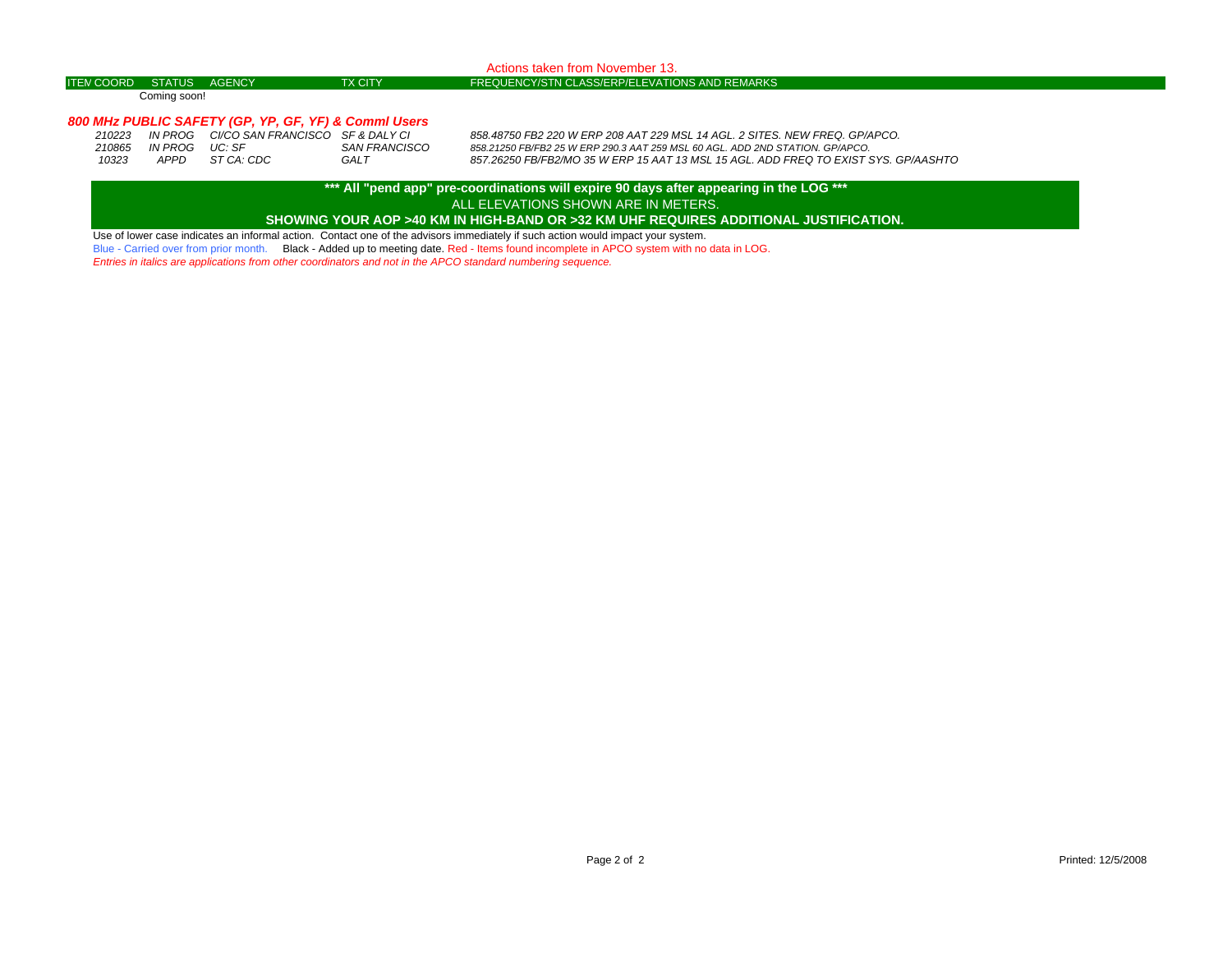Actions taken from November 13.

| ITEM | COORD | STATUS | AGENCY | TX CITY | FREQUENCY/STN CLASS/ERP/ELEVATIONS AND REMARKS |
|---|---|---|---|---|---|
| | Coming soon! | | | | |

### *800 MHz PUBLIC SAFETY (GP, YP, GF, YF) & Comml Users*

| | | | | |
|---|---|---|---|---|
| *210223* | *IN PROG* | *CI/CO SAN FRANCISCO* | *SF & DALY CI* | *858.48750 FB2 220 W ERP 208 AAT 229 MSL 14 AGL. 2 SITES. NEW FREQ. GP/APCO.* |
| *210865* | *IN PROG* | *UC: SF* | *SAN FRANCISCO* | *858.21250 FB/FB2 25 W ERP 290.3 AAT 259 MSL 60 AGL. ADD 2ND STATION. GP/APCO.* |
| *10323* | *APPD* | *ST CA: CDC* | *GALT* | *857.26250 FB/FB2/MO 35 W ERP 15 AAT 13 MSL 15 AGL. ADD FREQ TO EXIST SYS. GP/AASHTO* |

**\*\*\* All "pend app" pre-coordinations will expire 90 days after appearing in the LOG \*\*\***

ALL ELEVATIONS SHOWN ARE IN METERS.

**SHOWING YOUR AOP >40 KM IN HIGH-BAND OR >32 KM UHF REQUIRES ADDITIONAL JUSTIFICATION.**

Use of lower case indicates an informal action. Contact one of the advisors immediately if such action would impact your system.

Blue - Carried over from prior month. Black - Added up to meeting date. Red - Items found incomplete in APCO system with no data in LOG.

*Entries in italics are applications from other coordinators and not in the APCO standard numbering sequence.*

Printed: 12/5/2008